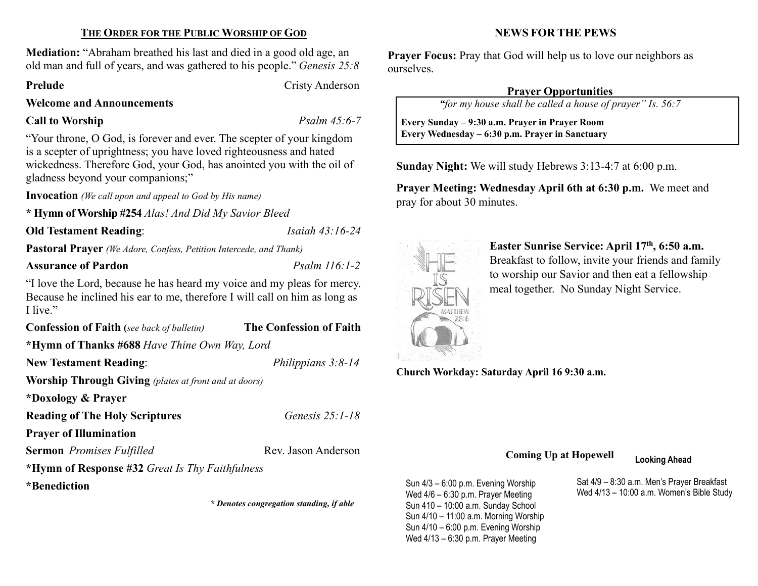## THE ORDER FOR THE PUBLIC WORSHIP OF GOD

**Mediation:** "Abraham breathed his last and died in a good old age, an old man and full of years, and was gathered to his people." *Genesis 25:8*

**Prelude** — Cristy Anderson

**Welcome and Announcements**

**Call to Worship** — *Psalm 45:6-7*

"Your throne, O God, is forever and ever. The scepter of your kingdom is a scepter of uprightness; you have loved righteousness and hated wickedness. Therefore God, your God, has anointed you with the oil of gladness beyond your companions;"

**Invocation** *(We call upon and appeal to God by His name)*

**\* Hymn of Worship #254** *Alas! And Did My Savior Bleed*

**Old Testament Reading**: *Isaiah 43:16-24*

**Pastoral Prayer** *(We Adore, Confess, Petition Intercede, and Thank)*

**Assurance of Pardon** — *Psalm 116:1-2*

"I love the Lord, because he has heard my voice and my pleas for mercy. Because he inclined his ear to me, therefore I will call on him as long as I live."

**Confession of Faith (***see back of bulletin***)** — **The Confession of Faith**

**\*Hymn of Thanks #688** *Have Thine Own Way, Lord*

**New Testament Reading**: *Philippians 3:8-14*

**Worship Through Giving** *(plates at front and at doors)*

**\*Doxology & Prayer**

**Reading of The Holy Scriptures** — *Genesis 25:1-18*

**Prayer of Illumination**

**Sermon** *Promises Fulfilled* — Rev. Jason Anderson

**\*Hymn of Response #32** *Great Is Thy Faithfulness*

**\*Benediction**

***\* Denotes congregation standing, if able***

## NEWS FOR THE PEWS

**Prayer Focus:** Pray that God will help us to love our neighbors as ourselves.

### Prayer Opportunities

*"for my house shall be called a house of prayer" Is. 56:7*

**Every Sunday – 9:30 a.m. Prayer in Prayer Room**
**Every Wednesday – 6:30 p.m. Prayer in Sanctuary**

**Sunday Night:** We will study Hebrews 3:13-4:7 at 6:00 p.m.

**Prayer Meeting: Wednesday April 6th at 6:30 p.m.** We meet and pray for about 30 minutes.

HE IS RISEN — MATTHEW 28:6

**Easter Sunrise Service: April 17th, 6:50 a.m.** Breakfast to follow, invite your friends and family to worship our Savior and then eat a fellowship meal together. No Sunday Night Service.

**Church Workday: Saturday April 16 9:30 a.m.**

### Coming Up at Hopewell

Sun 4/3 – 6:00 p.m. Evening Worship
Wed 4/6 – 6:30 p.m. Prayer Meeting
Sun 410 – 10:00 a.m. Sunday School
Sun 4/10 – 11:00 a.m. Morning Worship
Sun 4/10 – 6:00 p.m. Evening Worship
Wed 4/13 – 6:30 p.m. Prayer Meeting

### Looking Ahead

Sat 4/9 – 8:30 a.m. Men's Prayer Breakfast
Wed 4/13 – 10:00 a.m. Women's Bible Study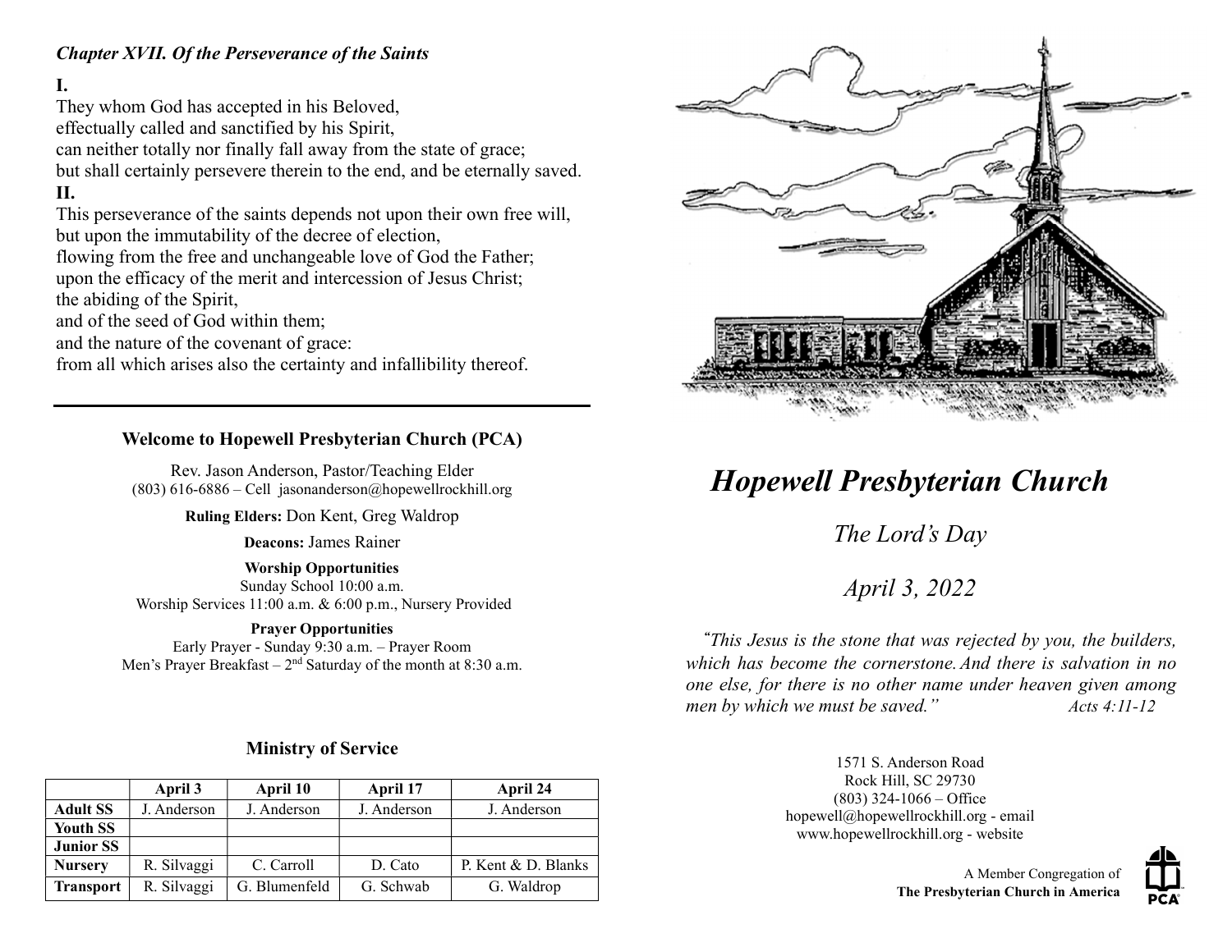*Chapter XVII. Of the Perseverance of the Saints*

**I.**

They whom God has accepted in his Beloved,
effectually called and sanctified by his Spirit,
can neither totally nor finally fall away from the state of grace;
but shall certainly persevere therein to the end, and be eternally saved.

**II.**

This perseverance of the saints depends not upon their own free will,
but upon the immutability of the decree of election,
flowing from the free and unchangeable love of God the Father;
upon the efficacy of the merit and intercession of Jesus Christ;
the abiding of the Spirit,
and of the seed of God within them;
and the nature of the covenant of grace:
from all which arises also the certainty and infallibility thereof.

---

### Welcome to Hopewell Presbyterian Church (PCA)

Rev. Jason Anderson, Pastor/Teaching Elder
(803) 616-6886 – Cell jasonanderson@hopewellrockhill.org

**Ruling Elders:** Don Kent, Greg Waldrop

**Deacons:** James Rainer

**Worship Opportunities**
Sunday School 10:00 a.m.
Worship Services 11:00 a.m. & 6:00 p.m., Nursery Provided

**Prayer Opportunities**
Early Prayer - Sunday 9:30 a.m. – Prayer Room
Men's Prayer Breakfast – 2nd Saturday of the month at 8:30 a.m.

### Ministry of Service

| | April 3 | April 10 | April 17 | April 24 |
|---|---|---|---|---|
| **Adult SS** | J. Anderson | J. Anderson | J. Anderson | J. Anderson |
| **Youth SS** | | | | |
| **Junior SS** | | | | |
| **Nursery** | R. Silvaggi | C. Carroll | D. Cato | P. Kent & D. Blanks |
| **Transport** | R. Silvaggi | G. Blumenfeld | G. Schwab | G. Waldrop |

# *Hopewell Presbyterian Church*

*The Lord's Day*

*April 3, 2022*

*"This Jesus is the stone that was rejected by you, the builders, which has become the cornerstone. And there is salvation in no one else, for there is no other name under heaven given among men by which we must be saved."* *Acts 4:11-12*

1571 S. Anderson Road
Rock Hill, SC 29730
(803) 324-1066 – Office
hopewell@hopewellrockhill.org - email
www.hopewellrockhill.org - website

A Member Congregation of
**The Presbyterian Church in America**